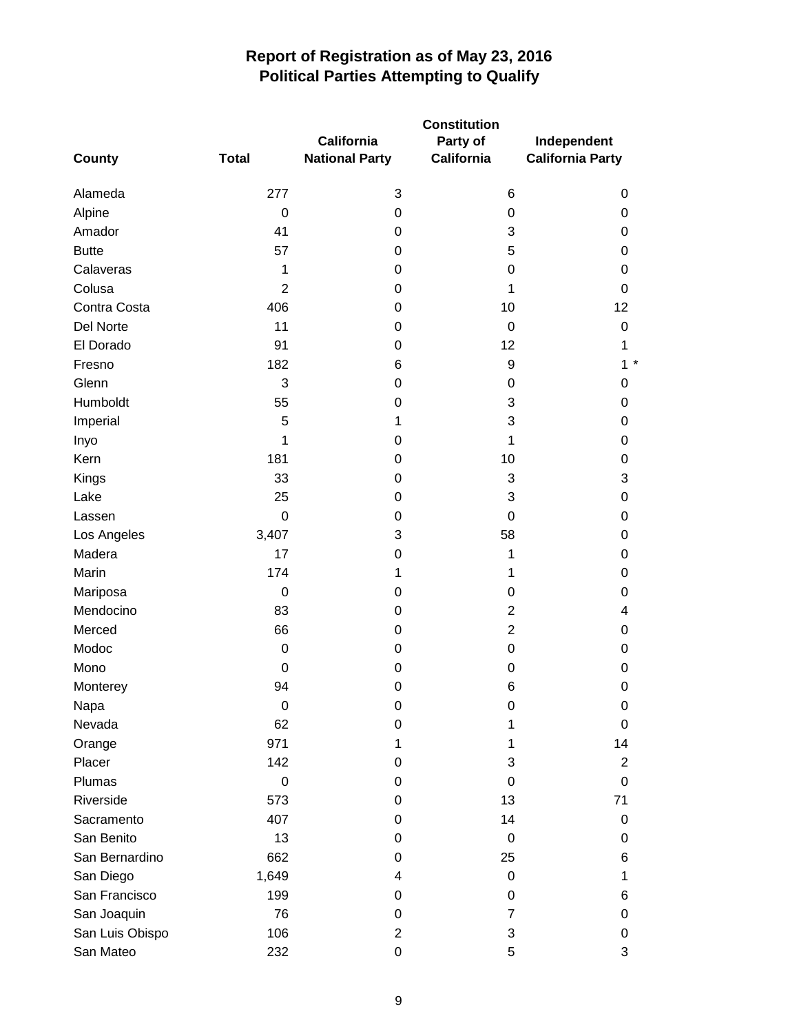# Report of Registration as of May 23, 2016
## Political Parties Attempting to Qualify

| County | Total | California National Party | Constitution Party of California | Independent California Party |
|---|---|---|---|---|
| Alameda | 277 | 3 | 6 | 0 |
| Alpine | 0 | 0 | 0 | 0 |
| Amador | 41 | 0 | 3 | 0 |
| Butte | 57 | 0 | 5 | 0 |
| Calaveras | 1 | 0 | 0 | 0 |
| Colusa | 2 | 0 | 1 | 0 |
| Contra Costa | 406 | 0 | 10 | 12 |
| Del Norte | 11 | 0 | 0 | 0 |
| El Dorado | 91 | 0 | 12 | 1 |
| Fresno | 182 | 6 | 9 | 1 * |
| Glenn | 3 | 0 | 0 | 0 |
| Humboldt | 55 | 0 | 3 | 0 |
| Imperial | 5 | 1 | 3 | 0 |
| Inyo | 1 | 0 | 1 | 0 |
| Kern | 181 | 0 | 10 | 0 |
| Kings | 33 | 0 | 3 | 3 |
| Lake | 25 | 0 | 3 | 0 |
| Lassen | 0 | 0 | 0 | 0 |
| Los Angeles | 3,407 | 3 | 58 | 0 |
| Madera | 17 | 0 | 1 | 0 |
| Marin | 174 | 1 | 1 | 0 |
| Mariposa | 0 | 0 | 0 | 0 |
| Mendocino | 83 | 0 | 2 | 4 |
| Merced | 66 | 0 | 2 | 0 |
| Modoc | 0 | 0 | 0 | 0 |
| Mono | 0 | 0 | 0 | 0 |
| Monterey | 94 | 0 | 6 | 0 |
| Napa | 0 | 0 | 0 | 0 |
| Nevada | 62 | 0 | 1 | 0 |
| Orange | 971 | 1 | 1 | 14 |
| Placer | 142 | 0 | 3 | 2 |
| Plumas | 0 | 0 | 0 | 0 |
| Riverside | 573 | 0 | 13 | 71 |
| Sacramento | 407 | 0 | 14 | 0 |
| San Benito | 13 | 0 | 0 | 0 |
| San Bernardino | 662 | 0 | 25 | 6 |
| San Diego | 1,649 | 4 | 0 | 1 |
| San Francisco | 199 | 0 | 0 | 6 |
| San Joaquin | 76 | 0 | 7 | 0 |
| San Luis Obispo | 106 | 2 | 3 | 0 |
| San Mateo | 232 | 0 | 5 | 3 |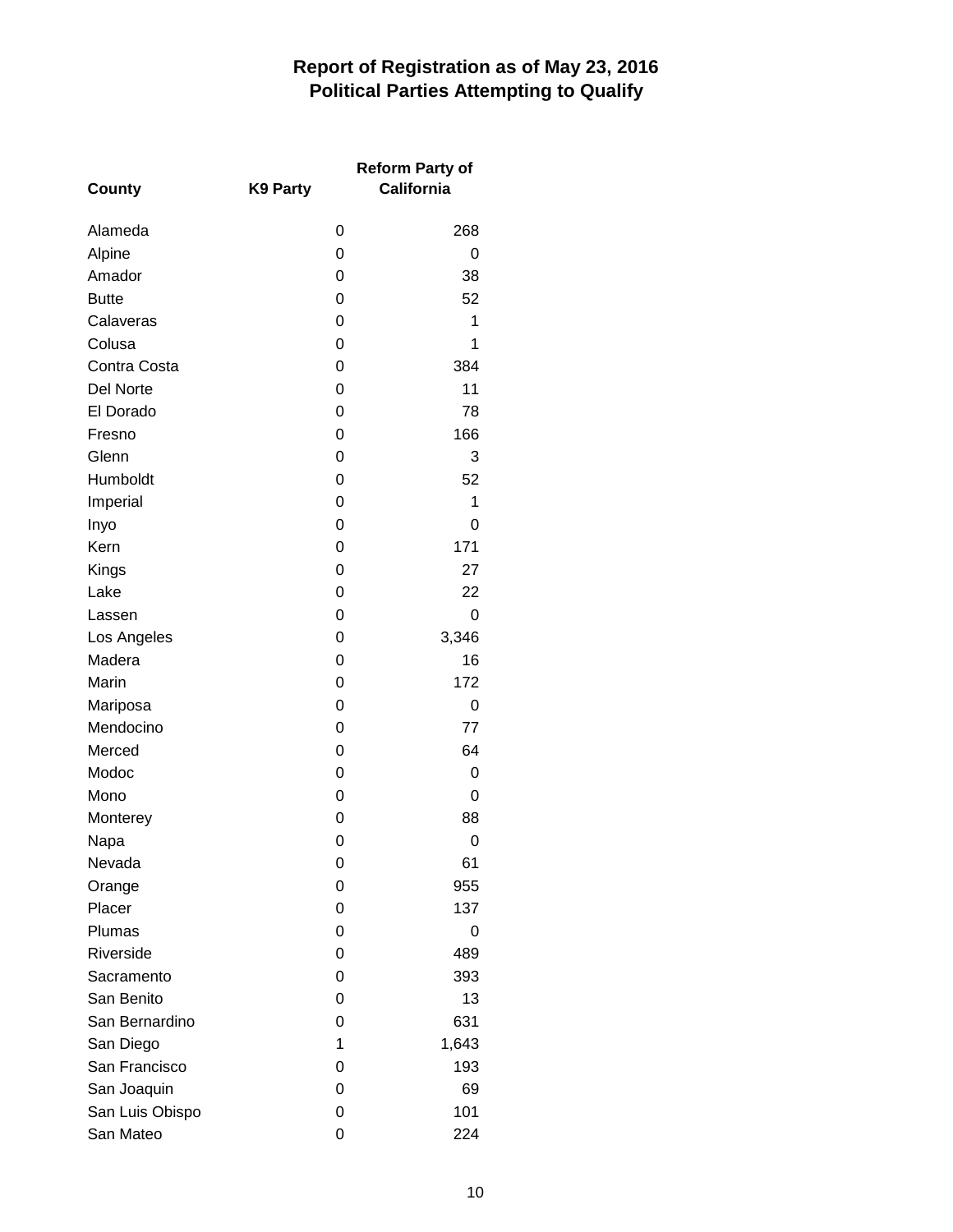# Report of Registration as of May 23, 2016
## Political Parties Attempting to Qualify

| County | K9 Party | Reform Party of California |
|---|---|---|
| Alameda | 0 | 268 |
| Alpine | 0 | 0 |
| Amador | 0 | 38 |
| Butte | 0 | 52 |
| Calaveras | 0 | 1 |
| Colusa | 0 | 1 |
| Contra Costa | 0 | 384 |
| Del Norte | 0 | 11 |
| El Dorado | 0 | 78 |
| Fresno | 0 | 166 |
| Glenn | 0 | 3 |
| Humboldt | 0 | 52 |
| Imperial | 0 | 1 |
| Inyo | 0 | 0 |
| Kern | 0 | 171 |
| Kings | 0 | 27 |
| Lake | 0 | 22 |
| Lassen | 0 | 0 |
| Los Angeles | 0 | 3,346 |
| Madera | 0 | 16 |
| Marin | 0 | 172 |
| Mariposa | 0 | 0 |
| Mendocino | 0 | 77 |
| Merced | 0 | 64 |
| Modoc | 0 | 0 |
| Mono | 0 | 0 |
| Monterey | 0 | 88 |
| Napa | 0 | 0 |
| Nevada | 0 | 61 |
| Orange | 0 | 955 |
| Placer | 0 | 137 |
| Plumas | 0 | 0 |
| Riverside | 0 | 489 |
| Sacramento | 0 | 393 |
| San Benito | 0 | 13 |
| San Bernardino | 0 | 631 |
| San Diego | 1 | 1,643 |
| San Francisco | 0 | 193 |
| San Joaquin | 0 | 69 |
| San Luis Obispo | 0 | 101 |
| San Mateo | 0 | 224 |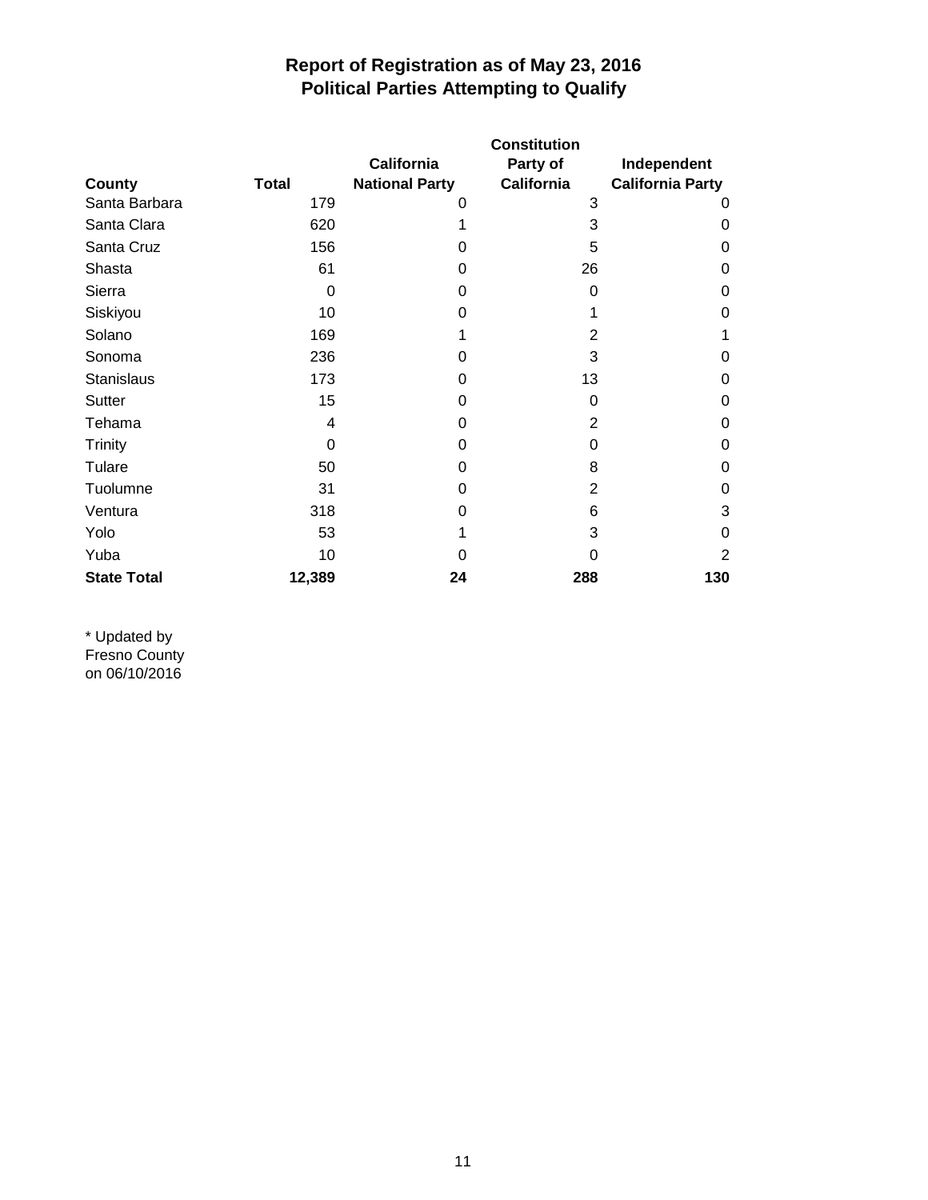# Report of Registration as of May 23, 2016
## Political Parties Attempting to Qualify

| County | Total | California National Party | Constitution Party of California | Independent California Party |
|---|---|---|---|---|
| Santa Barbara | 179 | 0 | 3 | 0 |
| Santa Clara | 620 | 1 | 3 | 0 |
| Santa Cruz | 156 | 0 | 5 | 0 |
| Shasta | 61 | 0 | 26 | 0 |
| Sierra | 0 | 0 | 0 | 0 |
| Siskiyou | 10 | 0 | 1 | 0 |
| Solano | 169 | 1 | 2 | 1 |
| Sonoma | 236 | 0 | 3 | 0 |
| Stanislaus | 173 | 0 | 13 | 0 |
| Sutter | 15 | 0 | 0 | 0 |
| Tehama | 4 | 0 | 2 | 0 |
| Trinity | 0 | 0 | 0 | 0 |
| Tulare | 50 | 0 | 8 | 0 |
| Tuolumne | 31 | 0 | 2 | 0 |
| Ventura | 318 | 0 | 6 | 3 |
| Yolo | 53 | 1 | 3 | 0 |
| Yuba | 10 | 0 | 0 | 2 |
| **State Total** | **12,389** | **24** | **288** | **130** |

* Updated by Fresno County on 06/10/2016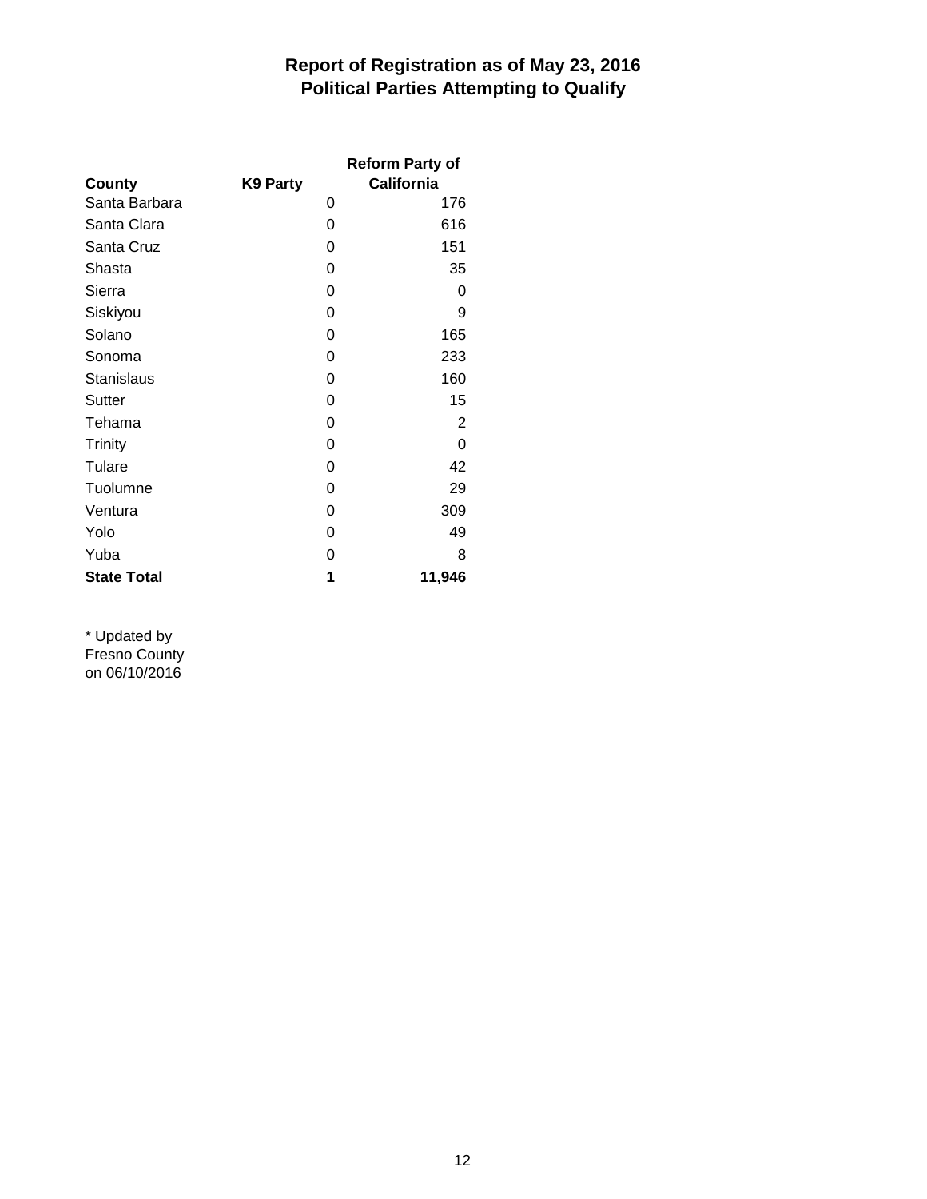# Report of Registration as of May 23, 2016
## Political Parties Attempting to Qualify

| County | K9 Party | Reform Party of California |
|---|---|---|
| Santa Barbara | 0 | 176 |
| Santa Clara | 0 | 616 |
| Santa Cruz | 0 | 151 |
| Shasta | 0 | 35 |
| Sierra | 0 | 0 |
| Siskiyou | 0 | 9 |
| Solano | 0 | 165 |
| Sonoma | 0 | 233 |
| Stanislaus | 0 | 160 |
| Sutter | 0 | 15 |
| Tehama | 0 | 2 |
| Trinity | 0 | 0 |
| Tulare | 0 | 42 |
| Tuolumne | 0 | 29 |
| Ventura | 0 | 309 |
| Yolo | 0 | 49 |
| Yuba | 0 | 8 |
| **State Total** | **1** | **11,946** |

* Updated by
Fresno County
on 06/10/2016